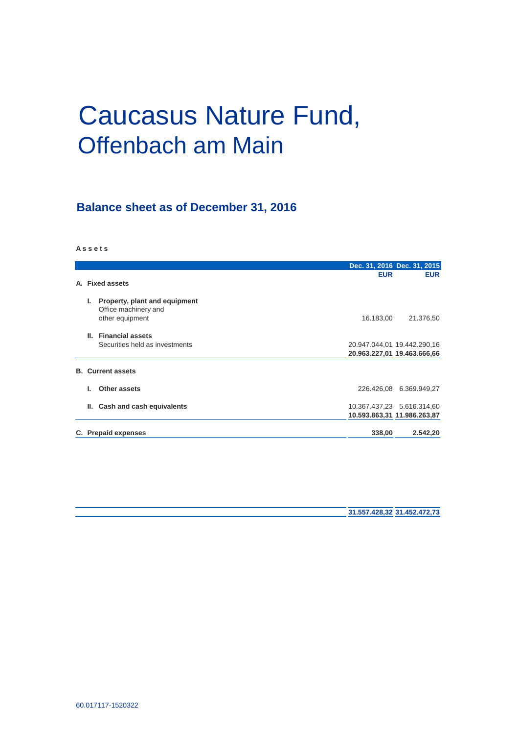# Caucasus Nature Fund,
# Offenbach am Main

## Balance sheet as of December 31, 2016

**Assets**

| | Dec. 31, 2016 EUR | Dec. 31, 2015 EUR |
|---|---|---|
| **A. Fixed assets** | | |
| **I. Property, plant and equipment** | | |
| Office machinery and other equipment | 16.183,00 | 21.376,50 |
| **II. Financial assets** | | |
| Securities held as investments | 20.947.044,01 | 19.442.290,16 |
| | **20.963.227,01** | **19.463.666,66** |
| **B. Current assets** | | |
| **I. Other assets** | 226.426,08 | 6.369.949,27 |
| **II. Cash and cash equivalents** | 10.367.437,23 | 5.616.314,60 |
| | **10.593.863,31** | **11.986.263,87** |
| **C. Prepaid expenses** | **338,00** | **2.542,20** |
| | **31.557.428,32** | **31.452.472,73** |

60.017117-1520322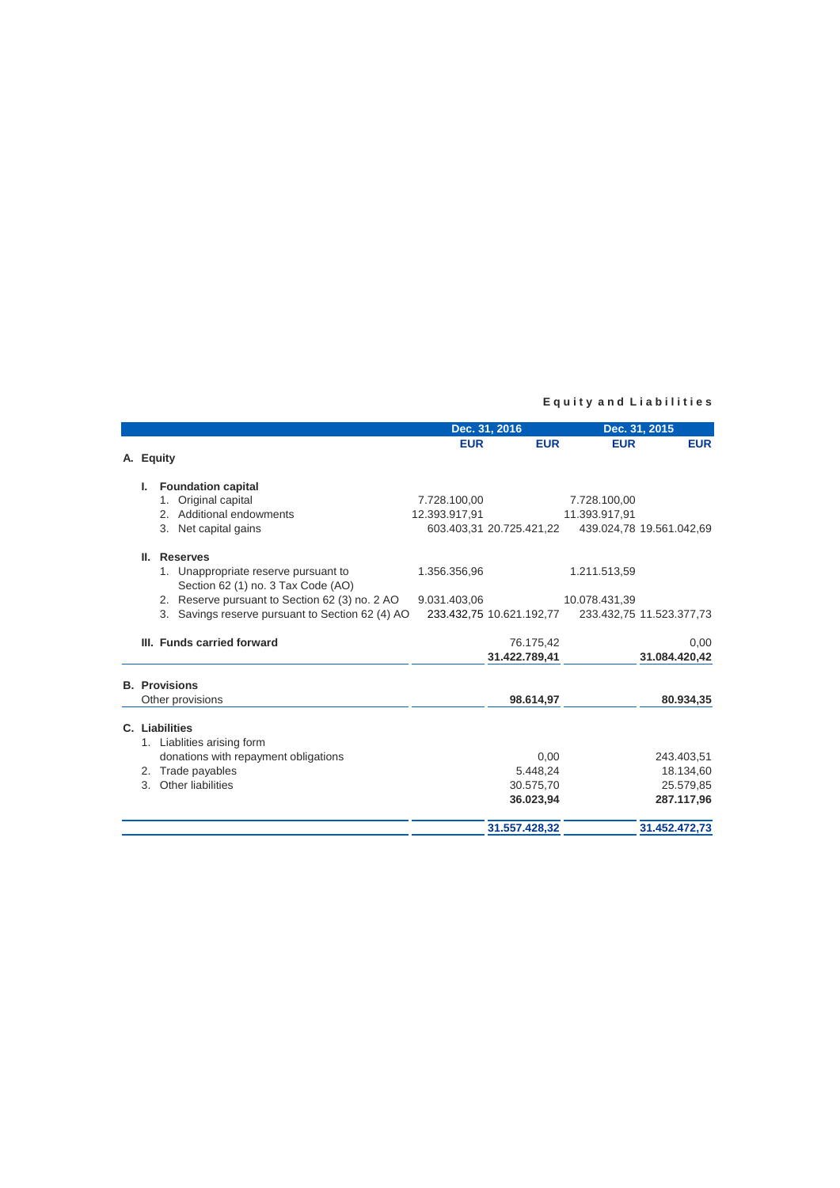# Equity and Liabilities

| | Dec. 31, 2016 | | Dec. 31, 2015 | |
|---|---|---|---|---|
| | EUR | EUR | EUR | EUR |
| **A. Equity** | | | | |
| **I. Foundation capital** | | | | |
| 1. Original capital | 7.728.100,00 | | 7.728.100,00 | |
| 2. Additional endowments | 12.393.917,91 | | 11.393.917,91 | |
| 3. Net capital gains | 603.403,31 | 20.725.421,22 | 439.024,78 | 19.561.042,69 |
| **II. Reserves** | | | | |
| 1. Unappropriate reserve pursuant to Section 62 (1) no. 3 Tax Code (AO) | 1.356.356,96 | | 1.211.513,59 | |
| 2. Reserve pursuant to Section 62 (3) no. 2 AO | 9.031.403,06 | | 10.078.431,39 | |
| 3. Savings reserve pursuant to Section 62 (4) AO | 233.432,75 | 10.621.192,77 | 233.432,75 | 11.523.377,73 |
| **III. Funds carried forward** | | 76.175,42 | | 0,00 |
| | | **31.422.789,41** | | **31.084.420,42** |
| **B. Provisions** | | | | |
| Other provisions | | **98.614,97** | | **80.934,35** |
| **C. Liabilities** | | | | |
| 1. Liablities arising form donations with repayment obligations | | 0,00 | | 243.403,51 |
| 2. Trade payables | | 5.448,24 | | 18.134,60 |
| 3. Other liabilities | | 30.575,70 | | 25.579,85 |
| | | **36.023,94** | | **287.117,96** |
| | | **31.557.428,32** | | **31.452.472,73** |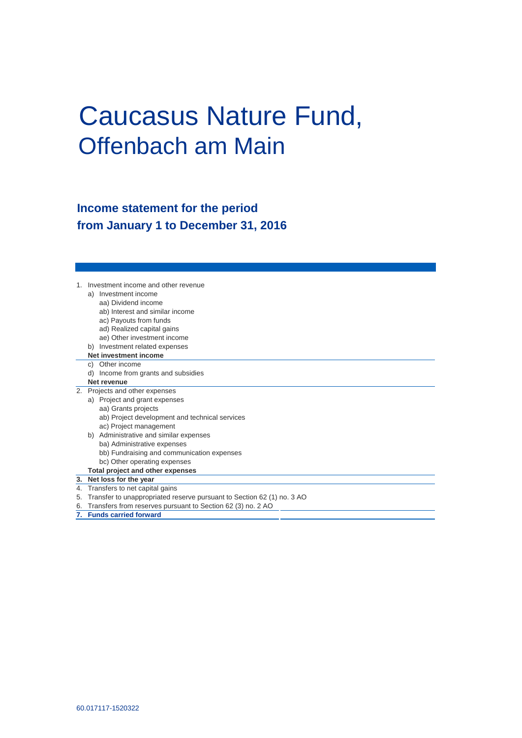# Caucasus Nature Fund,
## Offenbach am Main

### Income statement for the period from January 1 to December 31, 2016

1. Investment income and other revenue
   - a) Investment income
     - aa) Dividend income
     - ab) Interest and similar income
     - ac) Payouts from funds
     - ad) Realized capital gains
     - ae) Other investment income
   - b) Investment related expenses

   **Net investment income**
   - c) Other income
   - d) Income from grants and subsidies

   **Net revenue**
2. Projects and other expenses
   - a) Project and grant expenses
     - aa) Grants projects
     - ab) Project development and technical services
     - ac) Project management
   - b) Administrative and similar expenses
     - ba) Administrative expenses
     - bb) Fundraising and communication expenses
     - bc) Other operating expenses

   **Total project and other expenses**
3. **Net loss for the year**
4. Transfers to net capital gains
5. Transfer to unappropriated reserve pursuant to Section 62 (1) no. 3 AO
6. Transfers from reserves pursuant to Section 62 (3) no. 2 AO
7. **Funds carried forward**

60.017117-1520322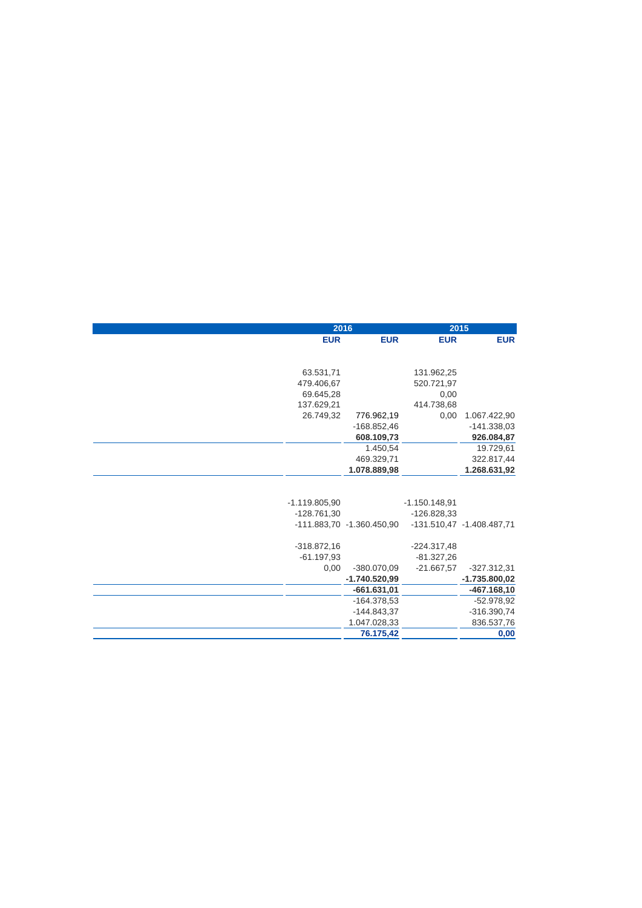| | 2016 | | 2015 | |
|---|---|---|---|---|
| | EUR | EUR | EUR | EUR |
| | | | | |
| | 63.531,71 | | 131.962,25 | |
| | 479.406,67 | | 520.721,97 | |
| | 69.645,28 | | 0,00 | |
| | 137.629,21 | | 414.738,68 | |
| | 26.749,32 | 776.962,19 | 0,00 | 1.067.422,90 |
| | | -168.852,46 | | -141.338,03 |
| | | **608.109,73** | | **926.084,87** |
| | | 1.450,54 | | 19.729,61 |
| | | 469.329,71 | | 322.817,44 |
| | | **1.078.889,98** | | **1.268.631,92** |
| | | | | |
| | -1.119.805,90 | | -1.150.148,91 | |
| | -128.761,30 | | -126.828,33 | |
| | -111.883,70 | -1.360.450,90 | -131.510,47 | -1.408.487,71 |
| | | | | |
| | -318.872,16 | | -224.317,48 | |
| | -61.197,93 | | -81.327,26 | |
| | 0,00 | -380.070,09 | -21.667,57 | -327.312,31 |
| | | **-1.740.520,99** | | **-1.735.800,02** |
| | | **-661.631,01** | | **-467.168,10** |
| | | -164.378,53 | | -52.978,92 |
| | | -144.843,37 | | -316.390,74 |
| | | 1.047.028,33 | | 836.537,76 |
| | | **76.175,42** | | **0,00** |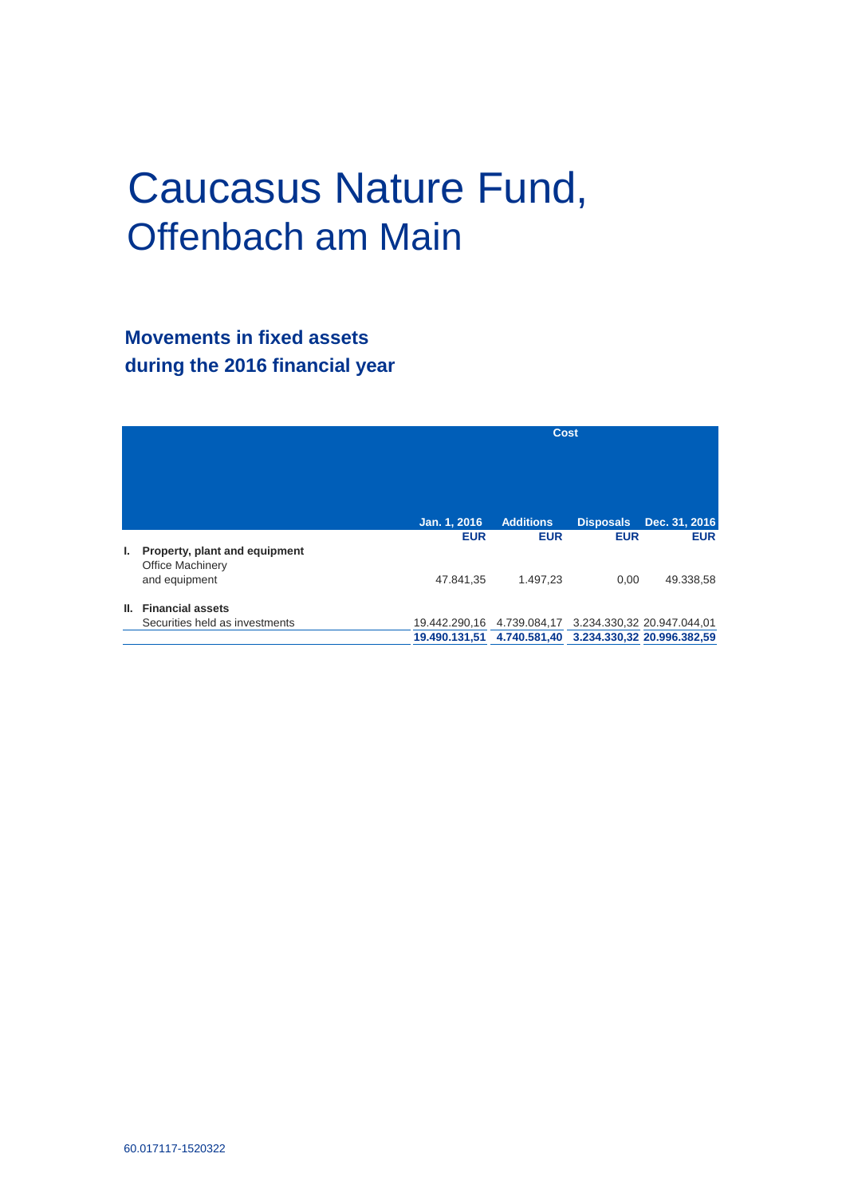# Caucasus Nature Fund,
## Offenbach am Main

### Movements in fixed assets during the 2016 financial year

| | Cost | | | |
|---|---|---|---|---|
| | Jan. 1, 2016 | Additions | Disposals | Dec. 31, 2016 |
| | EUR | EUR | EUR | EUR |
| **I. Property, plant and equipment** | | | | |
| Office Machinery and equipment | 47.841,35 | 1.497,23 | 0,00 | 49.338,58 |
| **II. Financial assets** | | | | |
| Securities held as investments | 19.442.290,16 | 4.739.084,17 | 3.234.330,32 | 20.947.044,01 |
| | **19.490.131,51** | **4.740.581,40** | **3.234.330,32** | **20.996.382,59** |

60.017117-1520322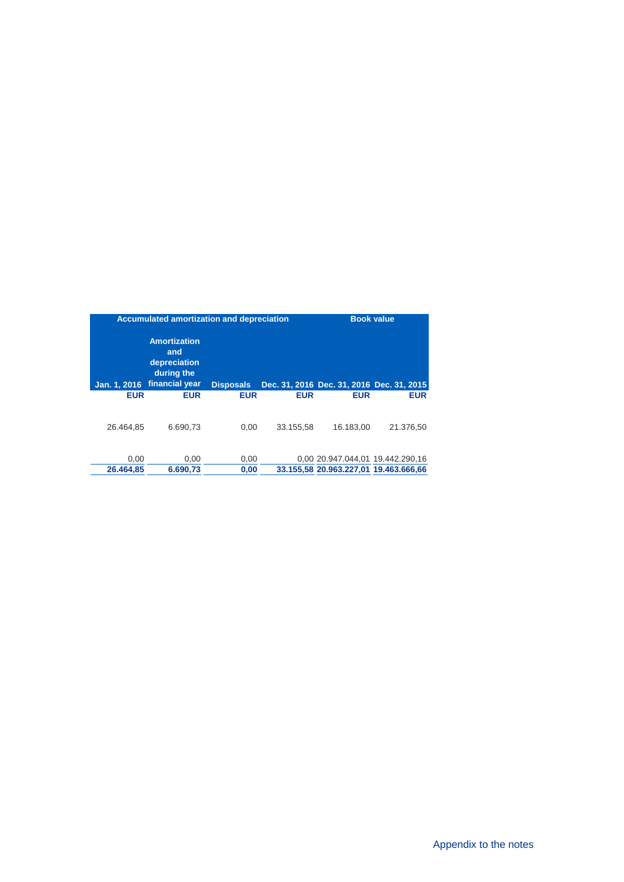| Accumulated amortization and depreciation | | | | Book value | |
|---|---|---|---|---|---|
| Jan. 1, 2016 | Amortization and depreciation during the financial year | Disposals | Dec. 31, 2016 | Dec. 31, 2016 | Dec. 31, 2015 |
| EUR | EUR | EUR | EUR | EUR | EUR |
| 26.464,85 | 6.690,73 | 0,00 | 33.155,58 | 16.183,00 | 21.376,50 |
| 0,00 | 0,00 | 0,00 | 0,00 | 20.947.044,01 | 19.442.290,16 |
| **26.464,85** | **6.690,73** | **0,00** | **33.155,58** | **20.963.227,01** | **19.463.666,66** |

Appendix to the notes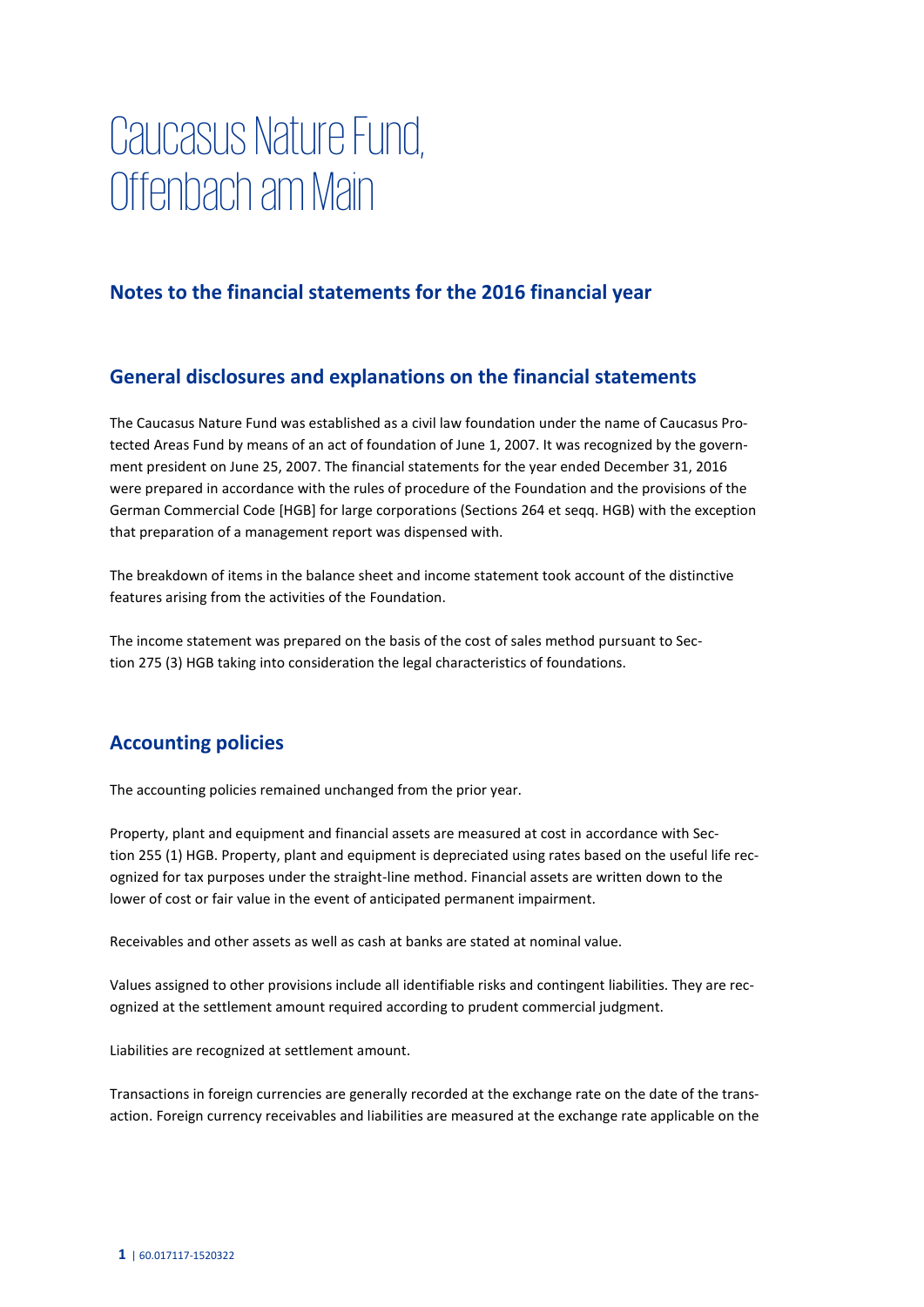# Caucasus Nature Fund, Offenbach am Main

## Notes to the financial statements for the 2016 financial year

## General disclosures and explanations on the financial statements

The Caucasus Nature Fund was established as a civil law foundation under the name of Caucasus Protected Areas Fund by means of an act of foundation of June 1, 2007. It was recognized by the government president on June 25, 2007. The financial statements for the year ended December 31, 2016 were prepared in accordance with the rules of procedure of the Foundation and the provisions of the German Commercial Code [HGB] for large corporations (Sections 264 et seqq. HGB) with the exception that preparation of a management report was dispensed with.

The breakdown of items in the balance sheet and income statement took account of the distinctive features arising from the activities of the Foundation.

The income statement was prepared on the basis of the cost of sales method pursuant to Section 275 (3) HGB taking into consideration the legal characteristics of foundations.

## Accounting policies

The accounting policies remained unchanged from the prior year.

Property, plant and equipment and financial assets are measured at cost in accordance with Section 255 (1) HGB. Property, plant and equipment is depreciated using rates based on the useful life recognized for tax purposes under the straight-line method. Financial assets are written down to the lower of cost or fair value in the event of anticipated permanent impairment.

Receivables and other assets as well as cash at banks are stated at nominal value.

Values assigned to other provisions include all identifiable risks and contingent liabilities. They are recognized at the settlement amount required according to prudent commercial judgment.

Liabilities are recognized at settlement amount.

Transactions in foreign currencies are generally recorded at the exchange rate on the date of the transaction. Foreign currency receivables and liabilities are measured at the exchange rate applicable on the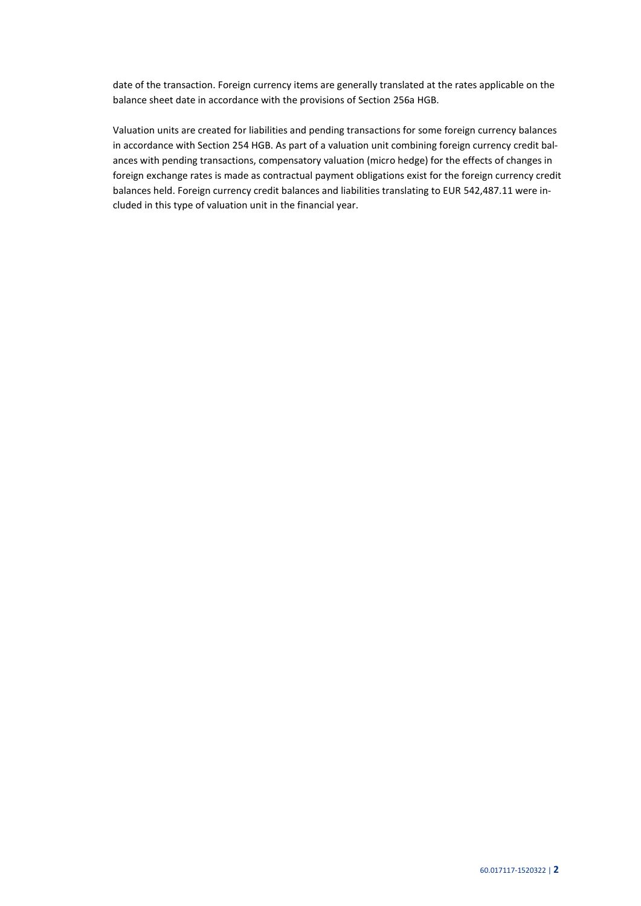date of the transaction. Foreign currency items are generally translated at the rates applicable on the balance sheet date in accordance with the provisions of Section 256a HGB.

Valuation units are created for liabilities and pending transactions for some foreign currency balances in accordance with Section 254 HGB. As part of a valuation unit combining foreign currency credit balances with pending transactions, compensatory valuation (micro hedge) for the effects of changes in foreign exchange rates is made as contractual payment obligations exist for the foreign currency credit balances held. Foreign currency credit balances and liabilities translating to EUR 542,487.11 were included in this type of valuation unit in the financial year.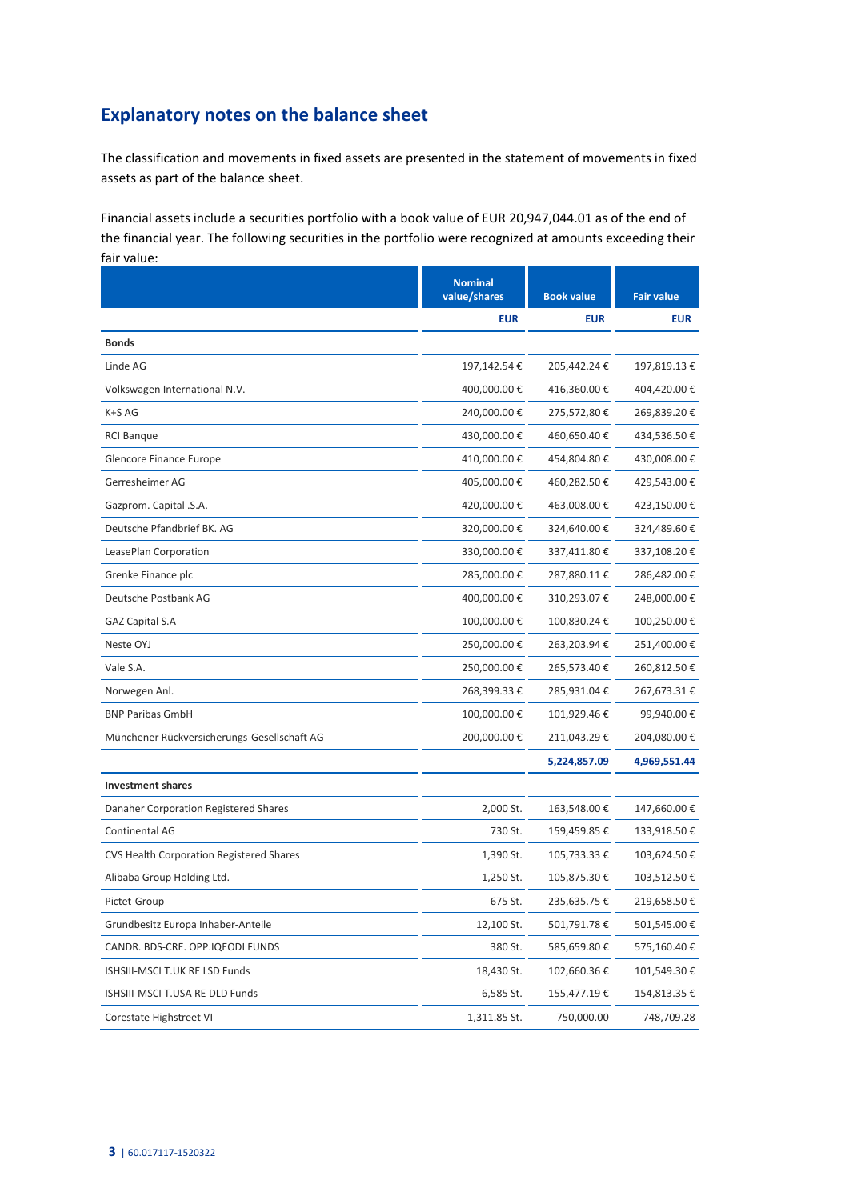## Explanatory notes on the balance sheet

The classification and movements in fixed assets are presented in the statement of movements in fixed assets as part of the balance sheet.

Financial assets include a securities portfolio with a book value of EUR 20,947,044.01 as of the end of the financial year. The following securities in the portfolio were recognized at amounts exceeding their fair value:

| | Nominal value/shares | Book value | Fair value |
|---|---|---|---|
| | EUR | EUR | EUR |
| **Bonds** | | | |
| Linde AG | 197,142.54 € | 205,442.24 € | 197,819.13 € |
| Volkswagen International N.V. | 400,000.00 € | 416,360.00 € | 404,420.00 € |
| K+S AG | 240,000.00 € | 275,572,80 € | 269,839.20 € |
| RCI Banque | 430,000.00 € | 460,650.40 € | 434,536.50 € |
| Glencore Finance Europe | 410,000.00 € | 454,804.80 € | 430,008.00 € |
| Gerresheimer AG | 405,000.00 € | 460,282.50 € | 429,543.00 € |
| Gazprom. Capital .S.A. | 420,000.00 € | 463,008.00 € | 423,150.00 € |
| Deutsche Pfandbrief BK. AG | 320,000.00 € | 324,640.00 € | 324,489.60 € |
| LeasePlan Corporation | 330,000.00 € | 337,411.80 € | 337,108.20 € |
| Grenke Finance plc | 285,000.00 € | 287,880.11 € | 286,482.00 € |
| Deutsche Postbank AG | 400,000.00 € | 310,293.07 € | 248,000.00 € |
| GAZ Capital S.A | 100,000.00 € | 100,830.24 € | 100,250.00 € |
| Neste OYJ | 250,000.00 € | 263,203.94 € | 251,400.00 € |
| Vale S.A. | 250,000.00 € | 265,573.40 € | 260,812.50 € |
| Norwegen Anl. | 268,399.33 € | 285,931.04 € | 267,673.31 € |
| BNP Paribas GmbH | 100,000.00 € | 101,929.46 € | 99,940.00 € |
| Münchener Rückversicherungs-Gesellschaft AG | 200,000.00 € | 211,043.29 € | 204,080.00 € |
| | | **5,224,857.09** | **4,969,551.44** |
| **Investment shares** | | | |
| Danaher Corporation Registered Shares | 2,000 St. | 163,548.00 € | 147,660.00 € |
| Continental AG | 730 St. | 159,459.85 € | 133,918.50 € |
| CVS Health Corporation Registered Shares | 1,390 St. | 105,733.33 € | 103,624.50 € |
| Alibaba Group Holding Ltd. | 1,250 St. | 105,875.30 € | 103,512.50 € |
| Pictet-Group | 675 St. | 235,635.75 € | 219,658.50 € |
| Grundbesitz Europa Inhaber-Anteile | 12,100 St. | 501,791.78 € | 501,545.00 € |
| CANDR. BDS-CRE. OPP.IQEODI FUNDS | 380 St. | 585,659.80 € | 575,160.40 € |
| ISHSIII-MSCI T.UK RE LSD Funds | 18,430 St. | 102,660.36 € | 101,549.30 € |
| ISHSIII-MSCI T.USA RE DLD Funds | 6,585 St. | 155,477.19 € | 154,813.35 € |
| Corestate Highstreet VI | 1,311.85 St. | 750,000.00 | 748,709.28 |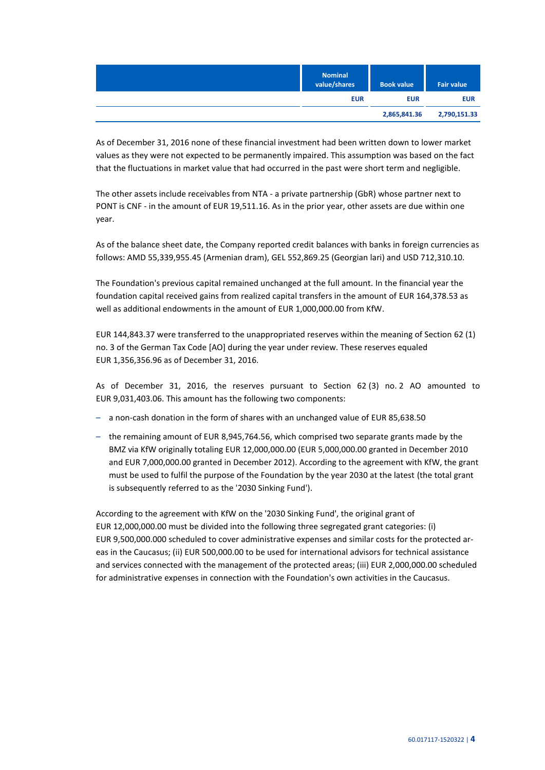| | Nominal value/shares | Book value | Fair value |
|---|---|---|---|
| | EUR | EUR | EUR |
| | | 2,865,841.36 | 2,790,151.33 |

As of December 31, 2016 none of these financial investment had been written down to lower market values as they were not expected to be permanently impaired. This assumption was based on the fact that the fluctuations in market value that had occurred in the past were short term and negligible.

The other assets include receivables from NTA - a private partnership (GbR) whose partner next to PONT is CNF - in the amount of EUR 19,511.16. As in the prior year, other assets are due within one year.

As of the balance sheet date, the Company reported credit balances with banks in foreign currencies as follows: AMD 55,339,955.45 (Armenian dram), GEL 552,869.25 (Georgian lari) and USD 712,310.10.

The Foundation's previous capital remained unchanged at the full amount. In the financial year the foundation capital received gains from realized capital transfers in the amount of EUR 164,378.53 as well as additional endowments in the amount of EUR 1,000,000.00 from KfW.

EUR 144,843.37 were transferred to the unappropriated reserves within the meaning of Section 62 (1) no. 3 of the German Tax Code [AO] during the year under review. These reserves equaled EUR 1,356,356.96 as of December 31, 2016.

As of December 31, 2016, the reserves pursuant to Section 62 (3) no. 2 AO amounted to EUR 9,031,403.06. This amount has the following two components:

- a non-cash donation in the form of shares with an unchanged value of EUR 85,638.50
- the remaining amount of EUR 8,945,764.56, which comprised two separate grants made by the BMZ via KfW originally totaling EUR 12,000,000.00 (EUR 5,000,000.00 granted in December 2010 and EUR 7,000,000.00 granted in December 2012). According to the agreement with KfW, the grant must be used to fulfil the purpose of the Foundation by the year 2030 at the latest (the total grant is subsequently referred to as the '2030 Sinking Fund').

According to the agreement with KfW on the '2030 Sinking Fund', the original grant of EUR 12,000,000.00 must be divided into the following three segregated grant categories: (i) EUR 9,500,000.000 scheduled to cover administrative expenses and similar costs for the protected areas in the Caucasus; (ii) EUR 500,000.00 to be used for international advisors for technical assistance and services connected with the management of the protected areas; (iii) EUR 2,000,000.00 scheduled for administrative expenses in connection with the Foundation's own activities in the Caucasus.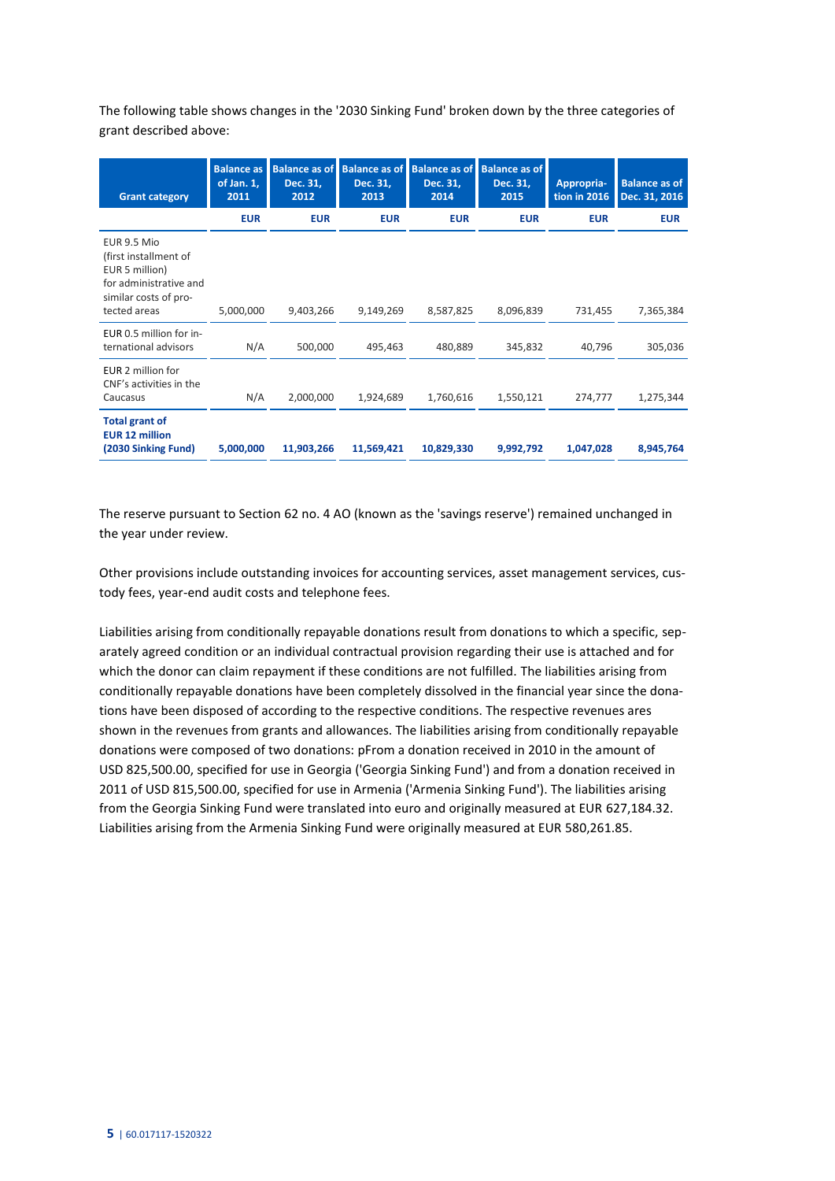The following table shows changes in the '2030 Sinking Fund' broken down by the three categories of grant described above:

| Grant category | Balance as of Jan. 1, 2011 | Balance as of Dec. 31, 2012 | Balance as of Dec. 31, 2013 | Balance as of Dec. 31, 2014 | Balance as of Dec. 31, 2015 | Appropria-tion in 2016 | Balance as of Dec. 31, 2016 |
|---|---|---|---|---|---|---|---|
| | EUR | EUR | EUR | EUR | EUR | EUR | EUR |
| EUR 9.5 Mio (first installment of EUR 5 million) for administrative and similar costs of pro-tected areas | 5,000,000 | 9,403,266 | 9,149,269 | 8,587,825 | 8,096,839 | 731,455 | 7,365,384 |
| EUR 0.5 million for in-ternational advisors | N/A | 500,000 | 495,463 | 480,889 | 345,832 | 40,796 | 305,036 |
| EUR 2 million for CNF's activities in the Caucasus | N/A | 2,000,000 | 1,924,689 | 1,760,616 | 1,550,121 | 274,777 | 1,275,344 |
| **Total grant of EUR 12 million (2030 Sinking Fund)** | **5,000,000** | **11,903,266** | **11,569,421** | **10,829,330** | **9,992,792** | **1,047,028** | **8,945,764** |

The reserve pursuant to Section 62 no. 4 AO (known as the 'savings reserve') remained unchanged in the year under review.

Other provisions include outstanding invoices for accounting services, asset management services, custody fees, year-end audit costs and telephone fees.

Liabilities arising from conditionally repayable donations result from donations to which a specific, separately agreed condition or an individual contractual provision regarding their use is attached and for which the donor can claim repayment if these conditions are not fulfilled. The liabilities arising from conditionally repayable donations have been completely dissolved in the financial year since the donations have been disposed of according to the respective conditions. The respective revenues ares shown in the revenues from grants and allowances. The liabilities arising from conditionally repayable donations were composed of two donations: pFrom a donation received in 2010 in the amount of USD 825,500.00, specified for use in Georgia ('Georgia Sinking Fund') and from a donation received in 2011 of USD 815,500.00, specified for use in Armenia ('Armenia Sinking Fund'). The liabilities arising from the Georgia Sinking Fund were translated into euro and originally measured at EUR 627,184.32. Liabilities arising from the Armenia Sinking Fund were originally measured at EUR 580,261.85.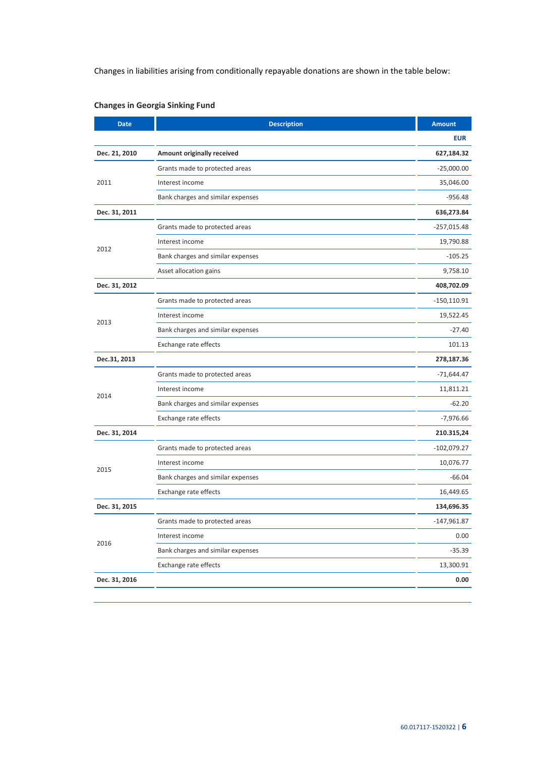Changes in liabilities arising from conditionally repayable donations are shown in the table below:

### Changes in Georgia Sinking Fund

| Date | Description | Amount |
|---|---|---|
| | | EUR |
| **Dec. 21, 2010** | **Amount originally received** | **627,184.32** |
| 2011 | Grants made to protected areas | -25,000.00 |
| | Interest income | 35,046.00 |
| | Bank charges and similar expenses | -956.48 |
| **Dec. 31, 2011** | | **636,273.84** |
| 2012 | Grants made to protected areas | -257,015.48 |
| | Interest income | 19,790.88 |
| | Bank charges and similar expenses | -105.25 |
| | Asset allocation gains | 9,758.10 |
| **Dec. 31, 2012** | | **408,702.09** |
| 2013 | Grants made to protected areas | -150,110.91 |
| | Interest income | 19,522.45 |
| | Bank charges and similar expenses | -27.40 |
| | Exchange rate effects | 101.13 |
| **Dec.31, 2013** | | **278,187.36** |
| 2014 | Grants made to protected areas | -71,644.47 |
| | Interest income | 11,811.21 |
| | Bank charges and similar expenses | -62.20 |
| | Exchange rate effects | -7,976.66 |
| **Dec. 31, 2014** | | **210.315,24** |
| 2015 | Grants made to protected areas | -102,079.27 |
| | Interest income | 10,076.77 |
| | Bank charges and similar expenses | -66.04 |
| | Exchange rate effects | 16,449.65 |
| **Dec. 31, 2015** | | **134,696.35** |
| 2016 | Grants made to protected areas | -147,961.87 |
| | Interest income | 0.00 |
| | Bank charges and similar expenses | -35.39 |
| | Exchange rate effects | 13,300.91 |
| **Dec. 31, 2016** | | **0.00** |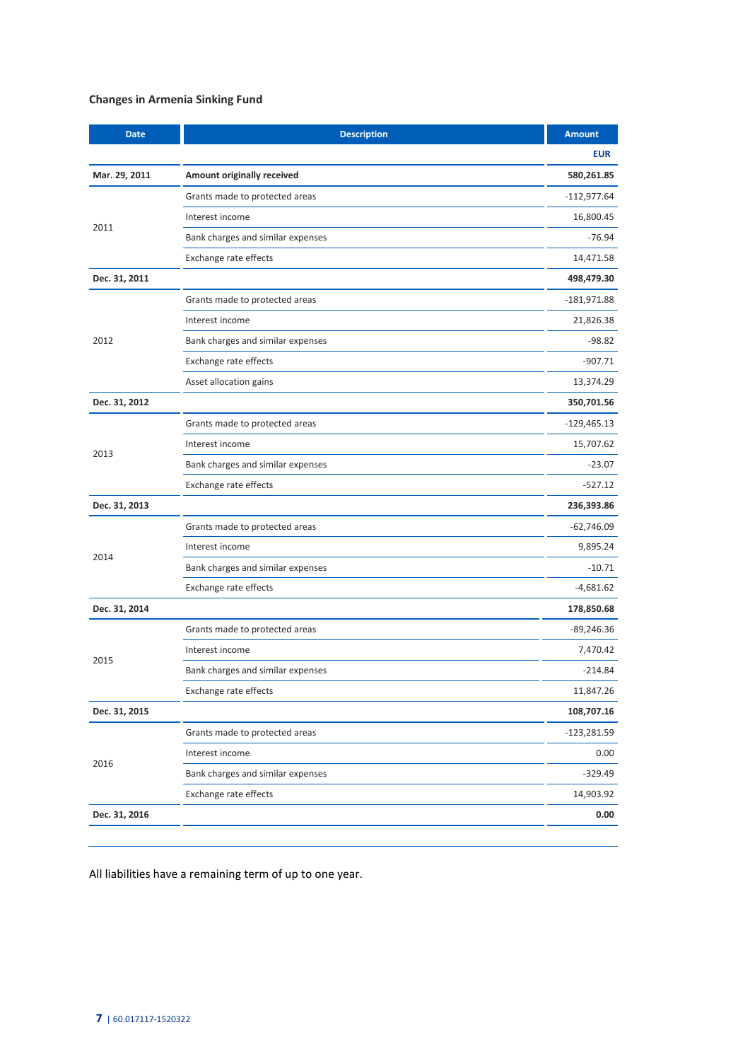**Changes in Armenia Sinking Fund**

| Date | Description | Amount |
|---|---|---|
| | | **EUR** |
| **Mar. 29, 2011** | **Amount originally received** | **580,261.85** |
| 2011 | Grants made to protected areas | -112,977.64 |
| | Interest income | 16,800.45 |
| | Bank charges and similar expenses | -76.94 |
| | Exchange rate effects | 14,471.58 |
| **Dec. 31, 2011** | | **498,479.30** |
| 2012 | Grants made to protected areas | -181,971.88 |
| | Interest income | 21,826.38 |
| | Bank charges and similar expenses | -98.82 |
| | Exchange rate effects | -907.71 |
| | Asset allocation gains | 13,374.29 |
| **Dec. 31, 2012** | | **350,701.56** |
| 2013 | Grants made to protected areas | -129,465.13 |
| | Interest income | 15,707.62 |
| | Bank charges and similar expenses | -23.07 |
| | Exchange rate effects | -527.12 |
| **Dec. 31, 2013** | | **236,393.86** |
| 2014 | Grants made to protected areas | -62,746.09 |
| | Interest income | 9,895.24 |
| | Bank charges and similar expenses | -10.71 |
| | Exchange rate effects | -4,681.62 |
| **Dec. 31, 2014** | | **178,850.68** |
| 2015 | Grants made to protected areas | -89,246.36 |
| | Interest income | 7,470.42 |
| | Bank charges and similar expenses | -214.84 |
| | Exchange rate effects | 11,847.26 |
| **Dec. 31, 2015** | | **108,707.16** |
| 2016 | Grants made to protected areas | -123,281.59 |
| | Interest income | 0.00 |
| | Bank charges and similar expenses | -329.49 |
| | Exchange rate effects | 14,903.92 |
| **Dec. 31, 2016** | | **0.00** |

All liabilities have a remaining term of up to one year.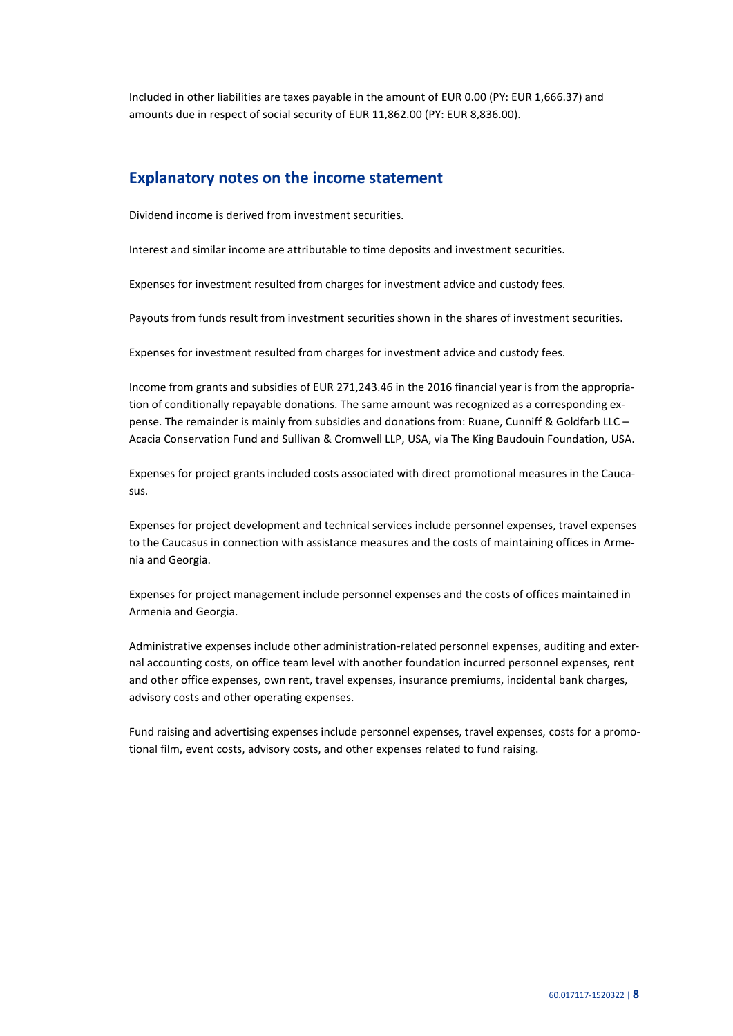Included in other liabilities are taxes payable in the amount of EUR 0.00 (PY: EUR 1,666.37) and amounts due in respect of social security of EUR 11,862.00 (PY: EUR 8,836.00).

## Explanatory notes on the income statement

Dividend income is derived from investment securities.

Interest and similar income are attributable to time deposits and investment securities.

Expenses for investment resulted from charges for investment advice and custody fees.

Payouts from funds result from investment securities shown in the shares of investment securities.

Expenses for investment resulted from charges for investment advice and custody fees.

Income from grants and subsidies of EUR 271,243.46 in the 2016 financial year is from the appropriation of conditionally repayable donations. The same amount was recognized as a corresponding expense. The remainder is mainly from subsidies and donations from: Ruane, Cunniff & Goldfarb LLC – Acacia Conservation Fund and Sullivan & Cromwell LLP, USA, via The King Baudouin Foundation, USA.

Expenses for project grants included costs associated with direct promotional measures in the Caucasus.

Expenses for project development and technical services include personnel expenses, travel expenses to the Caucasus in connection with assistance measures and the costs of maintaining offices in Armenia and Georgia.

Expenses for project management include personnel expenses and the costs of offices maintained in Armenia and Georgia.

Administrative expenses include other administration-related personnel expenses, auditing and external accounting costs, on office team level with another foundation incurred personnel expenses, rent and other office expenses, own rent, travel expenses, insurance premiums, incidental bank charges, advisory costs and other operating expenses.

Fund raising and advertising expenses include personnel expenses, travel expenses, costs for a promotional film, event costs, advisory costs, and other expenses related to fund raising.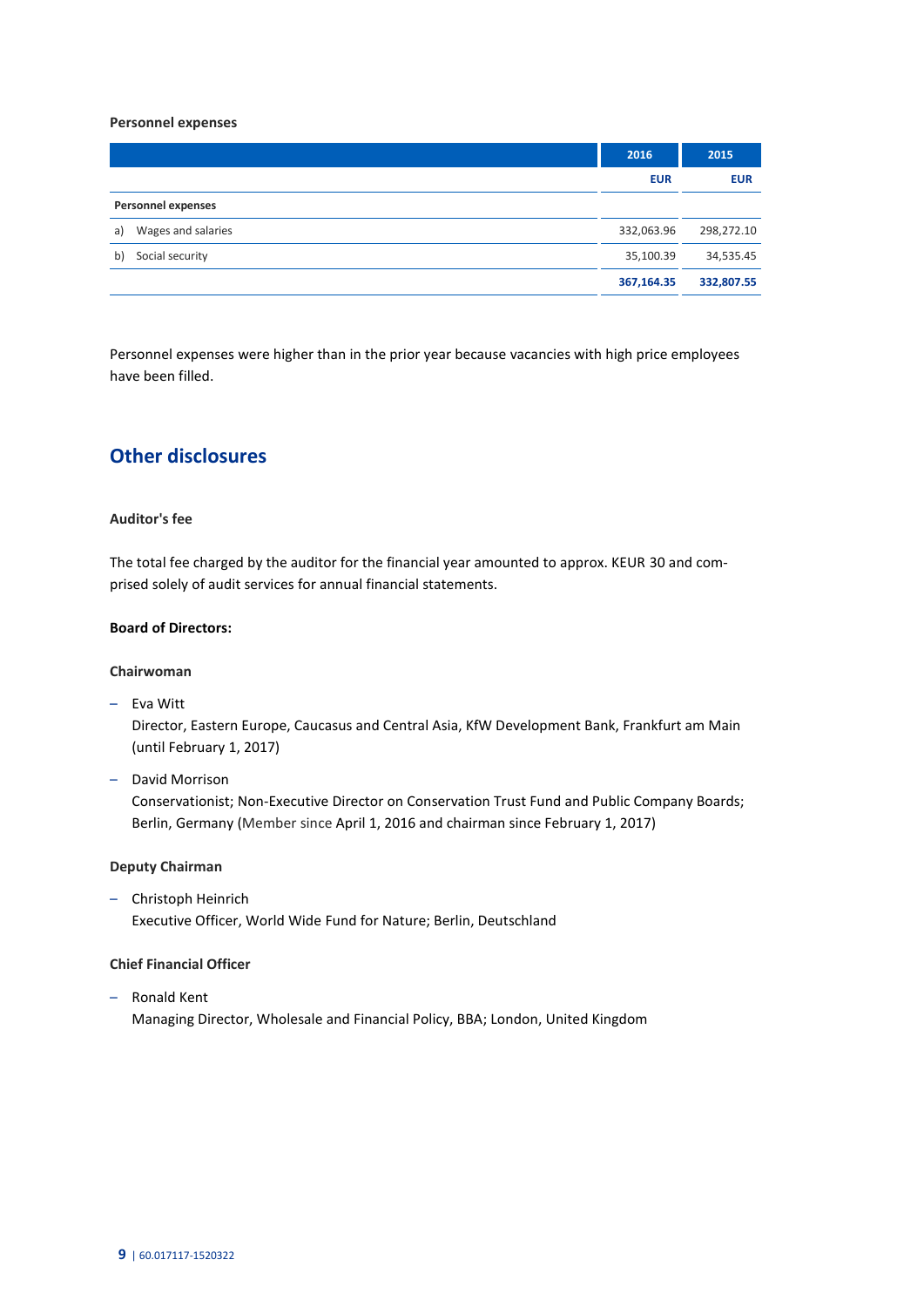**Personnel expenses**

| | 2016 | 2015 |
|---|---|---|
| | EUR | EUR |
| **Personnel expenses** | | |
| a) Wages and salaries | 332,063.96 | 298,272.10 |
| b) Social security | 35,100.39 | 34,535.45 |
| | **367,164.35** | **332,807.55** |

Personnel expenses were higher than in the prior year because vacancies with high price employees have been filled.

## Other disclosures

**Auditor's fee**

The total fee charged by the auditor for the financial year amounted to approx. KEUR 30 and comprised solely of audit services for annual financial statements.

**Board of Directors:**

**Chairwoman**

- Eva Witt
  Director, Eastern Europe, Caucasus and Central Asia, KfW Development Bank, Frankfurt am Main (until February 1, 2017)
- David Morrison
  Conservationist; Non-Executive Director on Conservation Trust Fund and Public Company Boards; Berlin, Germany (Member since April 1, 2016 and chairman since February 1, 2017)

**Deputy Chairman**

- Christoph Heinrich
  Executive Officer, World Wide Fund for Nature; Berlin, Deutschland

**Chief Financial Officer**

- Ronald Kent
  Managing Director, Wholesale and Financial Policy, BBA; London, United Kingdom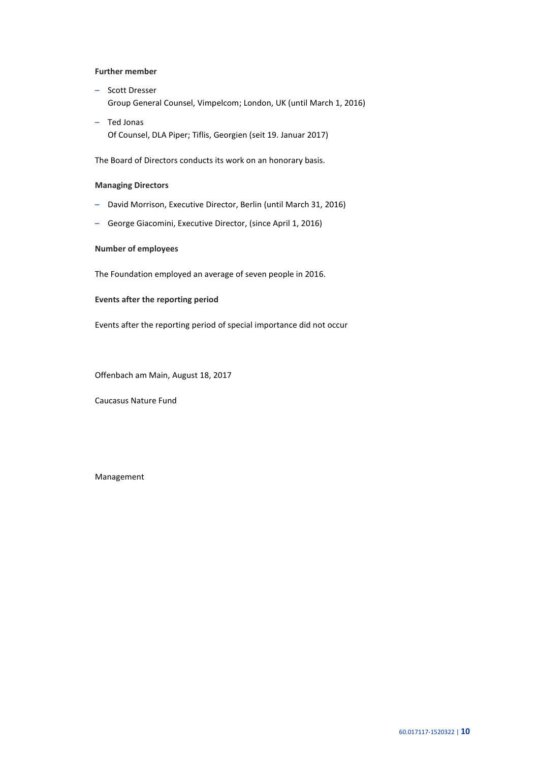**Further member**

- Scott Dresser
  Group General Counsel, Vimpelcom; London, UK (until March 1, 2016)
- Ted Jonas
  Of Counsel, DLA Piper; Tiflis, Georgien (seit 19. Januar 2017)

The Board of Directors conducts its work on an honorary basis.

**Managing Directors**

- David Morrison, Executive Director, Berlin (until March 31, 2016)
- George Giacomini, Executive Director, (since April 1, 2016)

**Number of employees**

The Foundation employed an average of seven people in 2016.

**Events after the reporting period**

Events after the reporting period of special importance did not occur

Offenbach am Main, August 18, 2017

Caucasus Nature Fund

Management